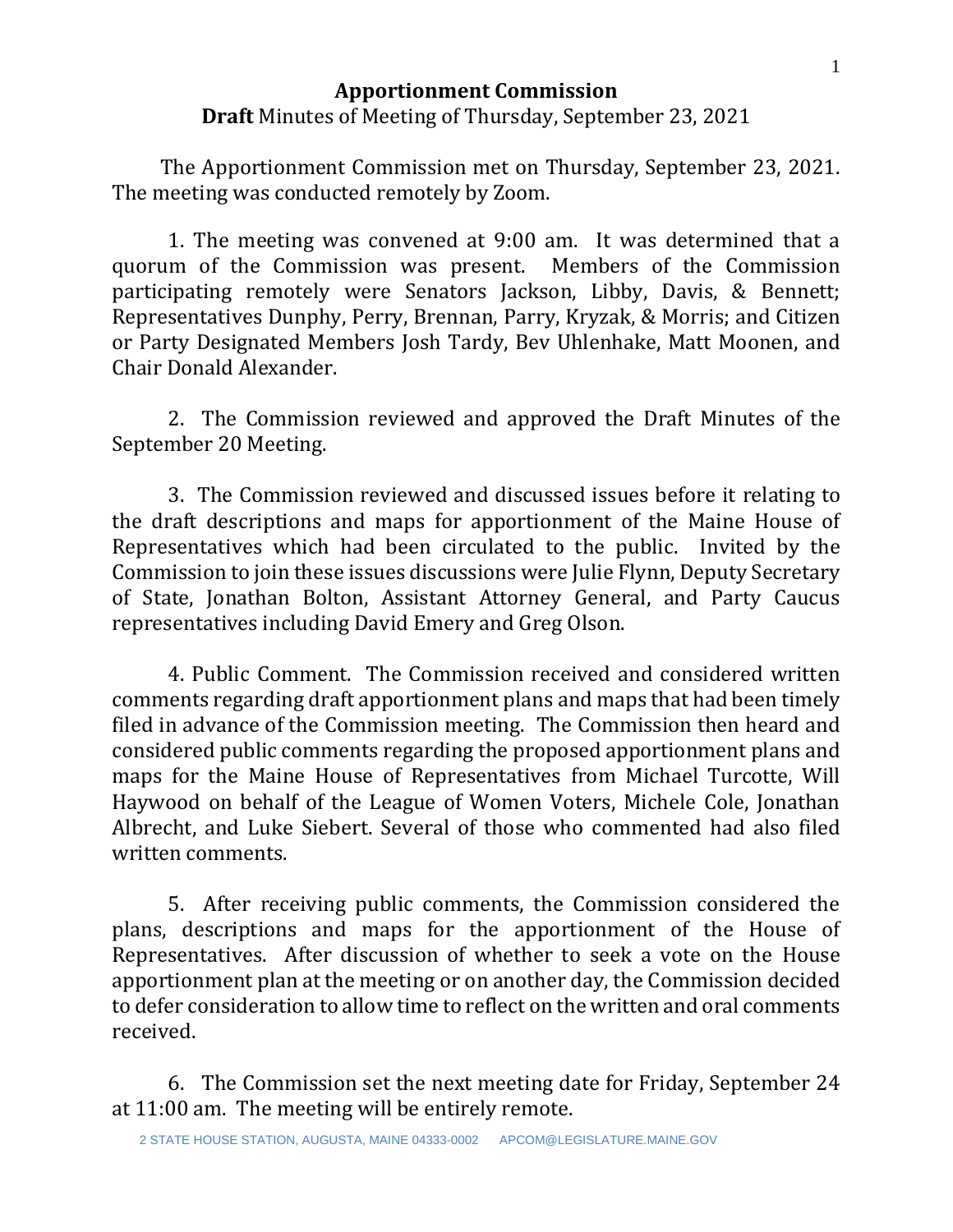# Apportionment Commission

**Draft** Minutes of Meeting of Thursday, September 23, 2021

The Apportionment Commission met on Thursday, September 23, 2021. The meeting was conducted remotely by Zoom.

1. The meeting was convened at 9:00 am. It was determined that a quorum of the Commission was present. Members of the Commission participating remotely were Senators Jackson, Libby, Davis, & Bennett; Representatives Dunphy, Perry, Brennan, Parry, Kryzak, & Morris; and Citizen or Party Designated Members Josh Tardy, Bev Uhlenhake, Matt Moonen, and Chair Donald Alexander.

2. The Commission reviewed and approved the Draft Minutes of the September 20 Meeting.

3. The Commission reviewed and discussed issues before it relating to the draft descriptions and maps for apportionment of the Maine House of Representatives which had been circulated to the public. Invited by the Commission to join these issues discussions were Julie Flynn, Deputy Secretary of State, Jonathan Bolton, Assistant Attorney General, and Party Caucus representatives including David Emery and Greg Olson.

4. Public Comment. The Commission received and considered written comments regarding draft apportionment plans and maps that had been timely filed in advance of the Commission meeting. The Commission then heard and considered public comments regarding the proposed apportionment plans and maps for the Maine House of Representatives from Michael Turcotte, Will Haywood on behalf of the League of Women Voters, Michele Cole, Jonathan Albrecht, and Luke Siebert. Several of those who commented had also filed written comments.

5. After receiving public comments, the Commission considered the plans, descriptions and maps for the apportionment of the House of Representatives. After discussion of whether to seek a vote on the House apportionment plan at the meeting or on another day, the Commission decided to defer consideration to allow time to reflect on the written and oral comments received.

6. The Commission set the next meeting date for Friday, September 24 at 11:00 am. The meeting will be entirely remote.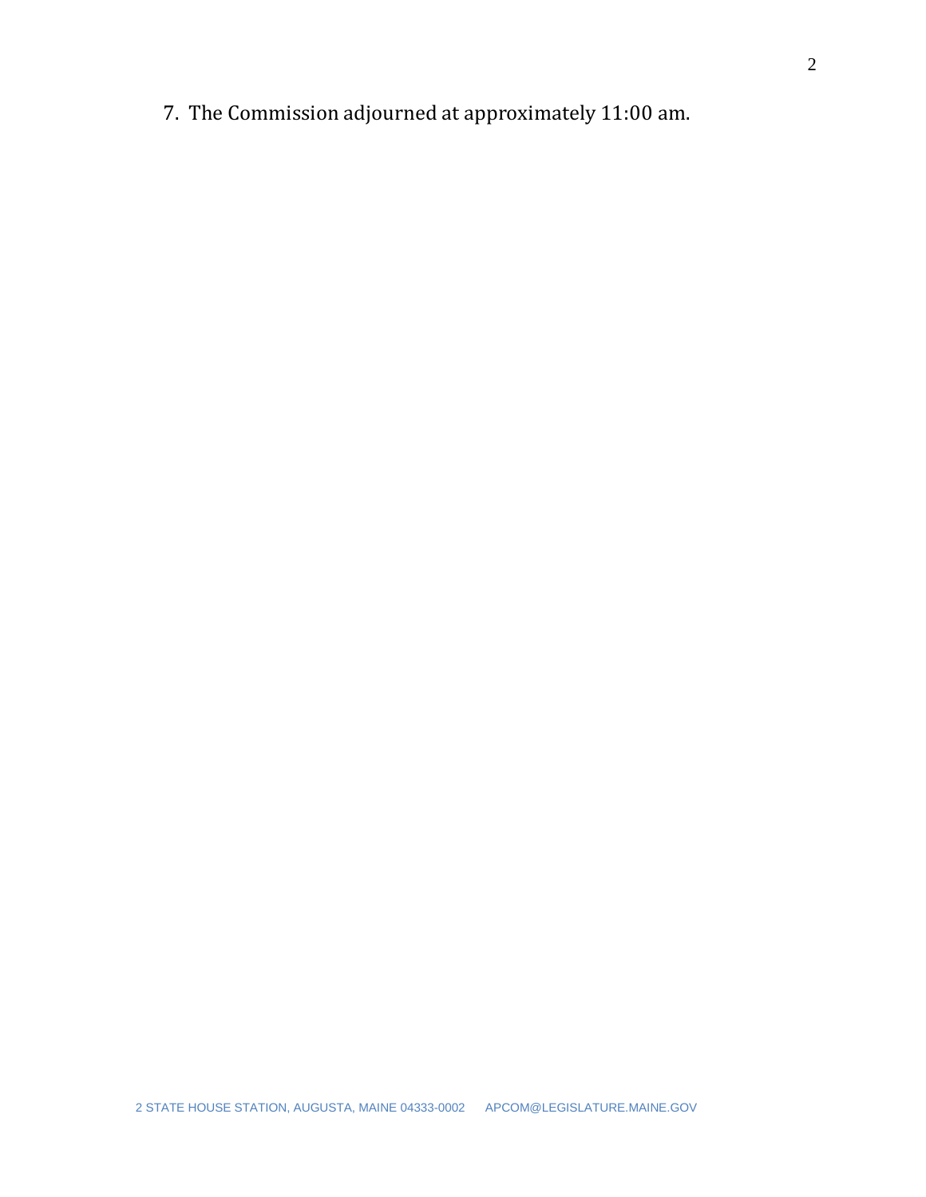7. The Commission adjourned at approximately 11:00 am.